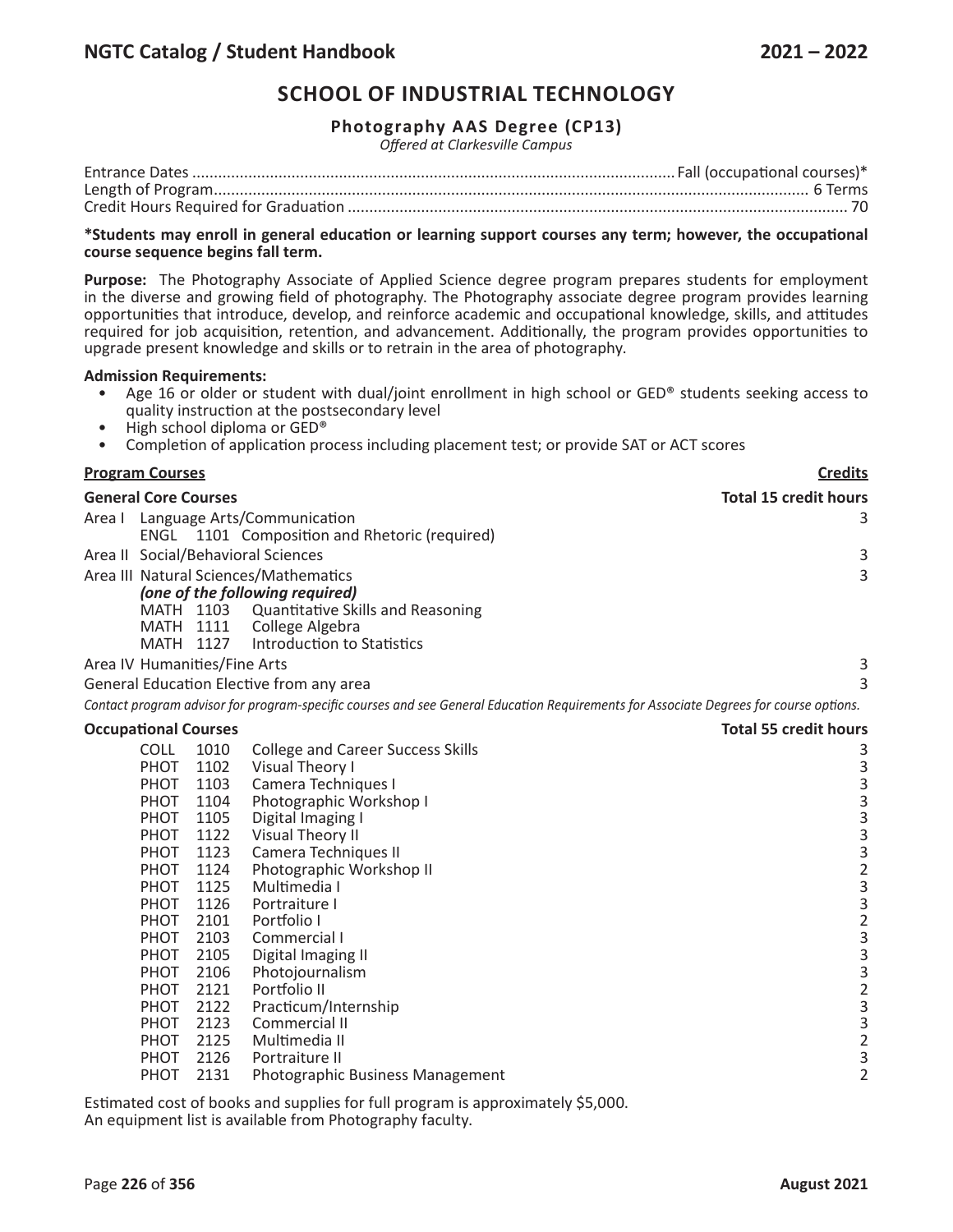# SCHOOL OF INDUSTRIAL TECHNOLOGY

## Photography AAS Degree (CP13)

*Offered at Clarkesville Campus*

Entrance Dates .......... Fall (occupational courses)*
Length of Program .......... 6 Terms
Credit Hours Required for Graduation .......... 70

**\*Students may enroll in general education or learning support courses any term; however, the occupational course sequence begins fall term.**

**Purpose:** The Photography Associate of Applied Science degree program prepares students for employment in the diverse and growing field of photography. The Photography associate degree program provides learning opportunities that introduce, develop, and reinforce academic and occupational knowledge, skills, and attitudes required for job acquisition, retention, and advancement. Additionally, the program provides opportunities to upgrade present knowledge and skills or to retrain in the area of photography.

**Admission Requirements:**

- Age 16 or older or student with dual/joint enrollment in high school or GED® students seeking access to quality instruction at the postsecondary level
- High school diploma or GED®
- Completion of application process including placement test; or provide SAT or ACT scores

| Program Courses | | | Credits |
|---|---|---|---|
| **General Core Courses** | | | **Total 15 credit hours** |
| Area I Language Arts/Communication | | | 3 |
| ENGL | 1101 | Composition and Rhetoric (required) | |
| Area II Social/Behavioral Sciences | | | 3 |
| Area III Natural Sciences/Mathematics | | | 3 |
| *(one of the following required)* | | | |
| MATH | 1103 | Quantitative Skills and Reasoning | |
| MATH | 1111 | College Algebra | |
| MATH | 1127 | Introduction to Statistics | |
| Area IV Humanities/Fine Arts | | | 3 |
| General Education Elective from any area | | | 3 |

*Contact program advisor for program-specific courses and see General Education Requirements for Associate Degrees for course options.*

| Occupational Courses | | | Total 55 credit hours |
|---|---|---|---|
| COLL | 1010 | College and Career Success Skills | 3 |
| PHOT | 1102 | Visual Theory I | 3 |
| PHOT | 1103 | Camera Techniques I | 3 |
| PHOT | 1104 | Photographic Workshop I | 3 |
| PHOT | 1105 | Digital Imaging I | 3 |
| PHOT | 1122 | Visual Theory II | 3 |
| PHOT | 1123 | Camera Techniques II | 3 |
| PHOT | 1124 | Photographic Workshop II | 2 |
| PHOT | 1125 | Multimedia I | 3 |
| PHOT | 1126 | Portraiture I | 3 |
| PHOT | 2101 | Portfolio I | 2 |
| PHOT | 2103 | Commercial I | 3 |
| PHOT | 2105 | Digital Imaging II | 3 |
| PHOT | 2106 | Photojournalism | 3 |
| PHOT | 2121 | Portfolio II | 2 |
| PHOT | 2122 | Practicum/Internship | 3 |
| PHOT | 2123 | Commercial II | 3 |
| PHOT | 2125 | Multimedia II | 2 |
| PHOT | 2126 | Portraiture II | 3 |
| PHOT | 2131 | Photographic Business Management | 2 |

Estimated cost of books and supplies for full program is approximately $5,000.
An equipment list is available from Photography faculty.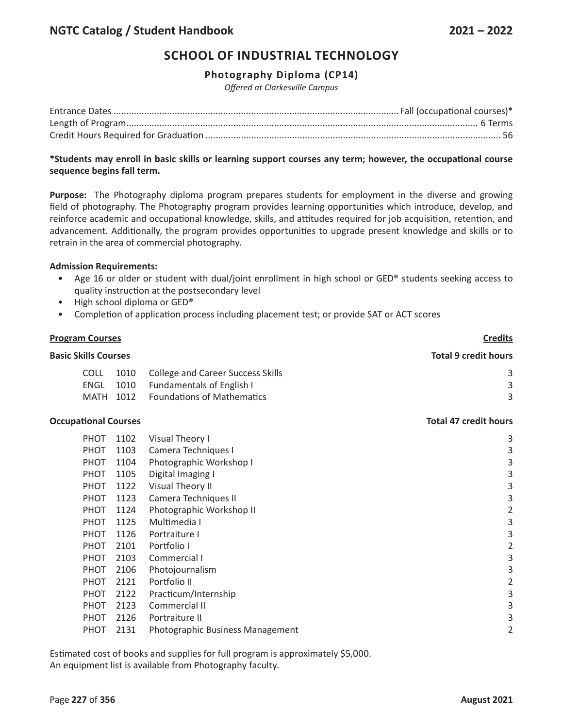## SCHOOL OF INDUSTRIAL TECHNOLOGY

### Photography Diploma (CP14)

*Offered at Clarkesville Campus*

Entrance Dates .................... Fall (occupational courses)*
Length of Program .................... 6 Terms
Credit Hours Required for Graduation .................... 56

**\*Students may enroll in basic skills or learning support courses any term; however, the occupational course sequence begins fall term.**

**Purpose:** The Photography diploma program prepares students for employment in the diverse and growing field of photography. The Photography program provides learning opportunities which introduce, develop, and reinforce academic and occupational knowledge, skills, and attitudes required for job acquisition, retention, and advancement. Additionally, the program provides opportunities to upgrade present knowledge and skills or to retrain in the area of commercial photography.

**Admission Requirements:**

- Age 16 or older or student with dual/joint enrollment in high school or GED® students seeking access to quality instruction at the postsecondary level
- High school diploma or GED®
- Completion of application process including placement test; or provide SAT or ACT scores

| **Program Courses** | | | **Credits** |
|---|---|---|---|
| **Basic Skills Courses** | | | **Total 9 credit hours** |
| COLL | 1010 | College and Career Success Skills | 3 |
| ENGL | 1010 | Fundamentals of English I | 3 |
| MATH | 1012 | Foundations of Mathematics | 3 |
| **Occupational Courses** | | | **Total 47 credit hours** |
| PHOT | 1102 | Visual Theory I | 3 |
| PHOT | 1103 | Camera Techniques I | 3 |
| PHOT | 1104 | Photographic Workshop I | 3 |
| PHOT | 1105 | Digital Imaging I | 3 |
| PHOT | 1122 | Visual Theory II | 3 |
| PHOT | 1123 | Camera Techniques II | 3 |
| PHOT | 1124 | Photographic Workshop II | 2 |
| PHOT | 1125 | Multimedia I | 3 |
| PHOT | 1126 | Portraiture I | 3 |
| PHOT | 2101 | Portfolio I | 2 |
| PHOT | 2103 | Commercial I | 3 |
| PHOT | 2106 | Photojournalism | 3 |
| PHOT | 2121 | Portfolio II | 2 |
| PHOT | 2122 | Practicum/Internship | 3 |
| PHOT | 2123 | Commercial II | 3 |
| PHOT | 2126 | Portraiture II | 3 |
| PHOT | 2131 | Photographic Business Management | 2 |

Estimated cost of books and supplies for full program is approximately $5,000.
An equipment list is available from Photography faculty.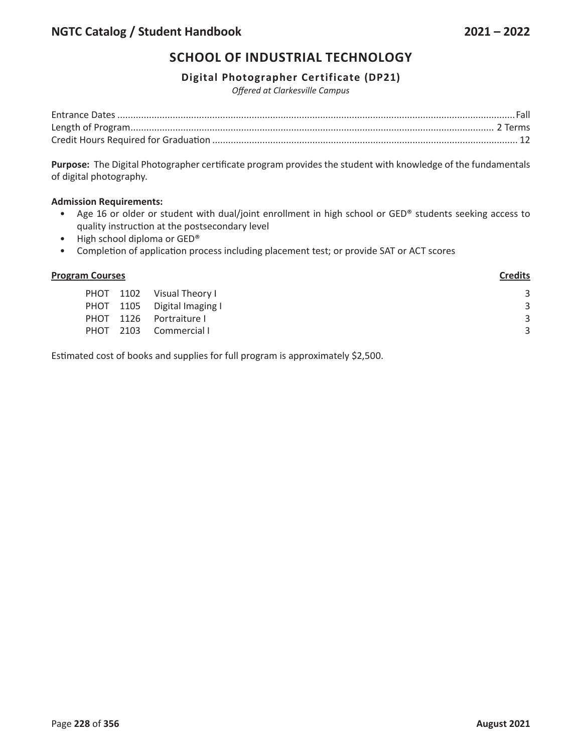# SCHOOL OF INDUSTRIAL TECHNOLOGY

## Digital Photographer Certificate (DP21)

*Offered at Clarkesville Campus*

Entrance Dates ............ Fall
Length of Program ............ 2 Terms
Credit Hours Required for Graduation ............ 12

**Purpose:** The Digital Photographer certificate program provides the student with knowledge of the fundamentals of digital photography.

**Admission Requirements:**

- Age 16 or older or student with dual/joint enrollment in high school or GED® students seeking access to quality instruction at the postsecondary level
- High school diploma or GED®
- Completion of application process including placement test; or provide SAT or ACT scores

| Program Courses | | | Credits |
|---|---|---|---|
| PHOT | 1102 | Visual Theory I | 3 |
| PHOT | 1105 | Digital Imaging I | 3 |
| PHOT | 1126 | Portraiture I | 3 |
| PHOT | 2103 | Commercial I | 3 |

Estimated cost of books and supplies for full program is approximately $2,500.